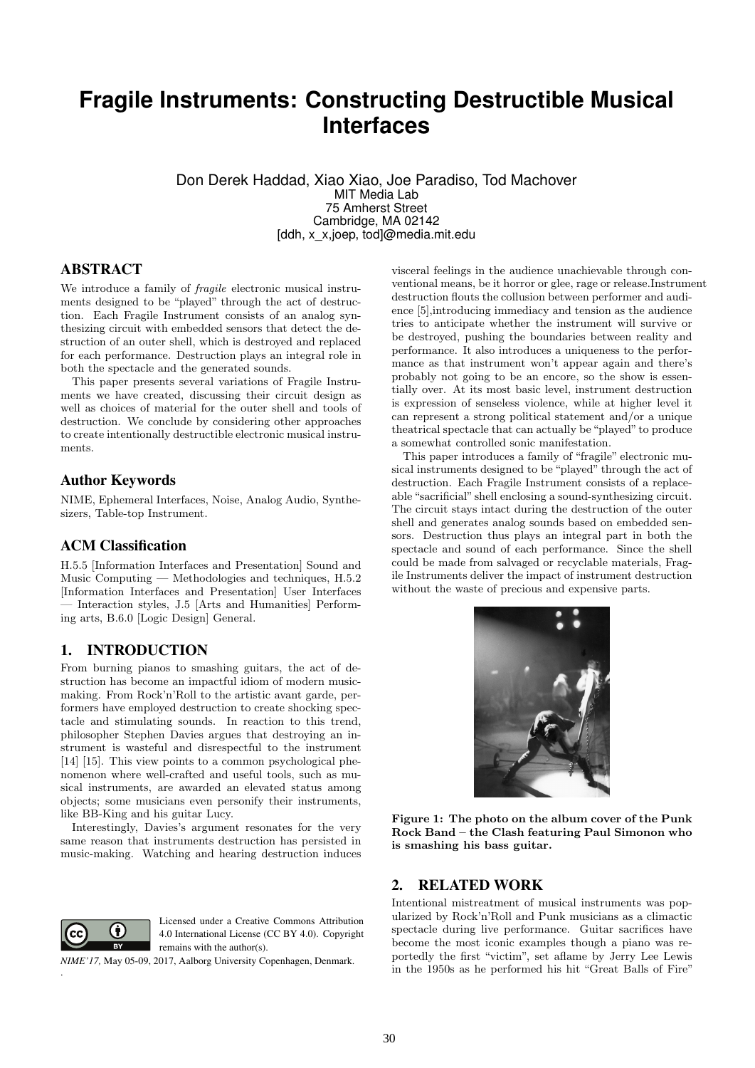# Fragile Instruments: Constructing Destructible Musical Interfaces

Don Derek Haddad, Xiao Xiao, Joe Paradiso, Tod Machover
MIT Media Lab
75 Amherst Street
Cambridge, MA 02142
[ddh, x_x,joep, tod]@media.mit.edu

## ABSTRACT

We introduce a family of *fragile* electronic musical instruments designed to be "played" through the act of destruction. Each Fragile Instrument consists of an analog synthesizing circuit with embedded sensors that detect the destruction of an outer shell, which is destroyed and replaced for each performance. Destruction plays an integral role in both the spectacle and the generated sounds.

This paper presents several variations of Fragile Instruments we have created, discussing their circuit design as well as choices of material for the outer shell and tools of destruction. We conclude by considering other approaches to create intentionally destructible electronic musical instruments.

## Author Keywords

NIME, Ephemeral Interfaces, Noise, Analog Audio, Synthesizers, Table-top Instrument.

## ACM Classification

H.5.5 [Information Interfaces and Presentation] Sound and Music Computing — Methodologies and techniques, H.5.2 [Information Interfaces and Presentation] User Interfaces — Interaction styles, J.5 [Arts and Humanities] Performing arts, B.6.0 [Logic Design] General.

## 1. INTRODUCTION

From burning pianos to smashing guitars, the act of destruction has become an impactful idiom of modern music-making. From Rock'n'Roll to the artistic avant garde, performers have employed destruction to create shocking spectacle and stimulating sounds. In reaction to this trend, philosopher Stephen Davies argues that destroying an instrument is wasteful and disrespectful to the instrument [14] [15]. This view points to a common psychological phenomenon where well-crafted and useful tools, such as musical instruments, are awarded an elevated status among objects; some musicians even personify their instruments, like BB-King and his guitar Lucy.

Interestingly, Davies's argument resonates for the very same reason that instruments destruction has persisted in music-making. Watching and hearing destruction induces visceral feelings in the audience unachievable through conventional means, be it horror or glee, rage or release.Instrument destruction flouts the collusion between performer and audience [5],introducing immediacy and tension as the audience tries to anticipate whether the instrument will survive or be destroyed, pushing the boundaries between reality and performance. It also introduces a uniqueness to the performance as that instrument won't appear again and there's probably not going to be an encore, so the show is essentially over. At its most basic level, instrument destruction is expression of senseless violence, while at higher level it can represent a strong political statement and/or a unique theatrical spectacle that can actually be "played" to produce a somewhat controlled sonic manifestation.

This paper introduces a family of "fragile" electronic musical instruments designed to be "played" through the act of destruction. Each Fragile Instrument consists of a replaceable "sacrificial" shell enclosing a sound-synthesizing circuit. The circuit stays intact during the destruction of the outer shell and generates analog sounds based on embedded sensors. Destruction thus plays an integral part in both the spectacle and sound of each performance. Since the shell could be made from salvaged or recyclable materials, Fragile Instruments deliver the impact of instrument destruction without the waste of precious and expensive parts.

**Figure 1: The photo on the album cover of the Punk Rock Band – the Clash featuring Paul Simonon who is smashing his bass guitar.**

## 2. RELATED WORK

Intentional mistreatment of musical instruments was popularized by Rock'n'Roll and Punk musicians as a climactic spectacle during live performance. Guitar sacrifices have become the most iconic examples though a piano was reportedly the first "victim", set aflame by Jerry Lee Lewis in the 1950s as he performed his hit "Great Balls of Fire"

Licensed under a Creative Commons Attribution 4.0 International License (CC BY 4.0). Copyright remains with the author(s).

*NIME'17*, May 05-09, 2017, Aalborg University Copenhagen, Denmark.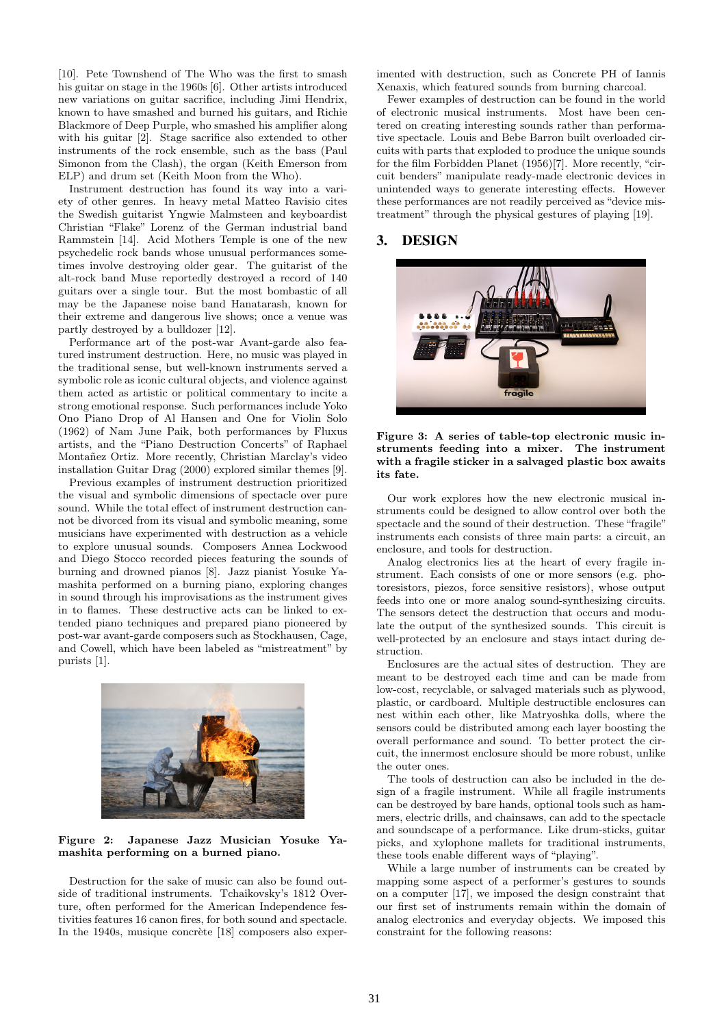[10]. Pete Townshend of The Who was the first to smash his guitar on stage in the 1960s [6]. Other artists introduced new variations on guitar sacrifice, including Jimi Hendrix, known to have smashed and burned his guitars, and Richie Blackmore of Deep Purple, who smashed his amplifier along with his guitar [2]. Stage sacrifice also extended to other instruments of the rock ensemble, such as the bass (Paul Simonon from the Clash), the organ (Keith Emerson from ELP) and drum set (Keith Moon from the Who).

Instrument destruction has found its way into a variety of other genres. In heavy metal Matteo Ravisio cites the Swedish guitarist Yngwie Malmsteen and keyboardist Christian "Flake" Lorenz of the German industrial band Rammstein [14]. Acid Mothers Temple is one of the new psychedelic rock bands whose unusual performances sometimes involve destroying older gear. The guitarist of the alt-rock band Muse reportedly destroyed a record of 140 guitars over a single tour. But the most bombastic of all may be the Japanese noise band Hanatarash, known for their extreme and dangerous live shows; once a venue was partly destroyed by a bulldozer [12].

Performance art of the post-war Avant-garde also featured instrument destruction. Here, no music was played in the traditional sense, but well-known instruments served a symbolic role as iconic cultural objects, and violence against them acted as artistic or political commentary to incite a strong emotional response. Such performances include Yoko Ono Piano Drop of Al Hansen and One for Violin Solo (1962) of Nam June Paik, both performances by Fluxus artists, and the "Piano Destruction Concerts" of Raphael Montañez Ortiz. More recently, Christian Marclay's video installation Guitar Drag (2000) explored similar themes [9].

Previous examples of instrument destruction prioritized the visual and symbolic dimensions of spectacle over pure sound. While the total effect of instrument destruction cannot be divorced from its visual and symbolic meaning, some musicians have experimented with destruction as a vehicle to explore unusual sounds. Composers Annea Lockwood and Diego Stocco recorded pieces featuring the sounds of burning and drowned pianos [8]. Jazz pianist Yosuke Yamashita performed on a burning piano, exploring changes in sound through his improvisations as the instrument gives in to flames. These destructive acts can be linked to extended piano techniques and prepared piano pioneered by post-war avant-garde composers such as Stockhausen, Cage, and Cowell, which have been labeled as "mistreatment" by purists [1].

**Figure 2: Japanese Jazz Musician Yosuke Yamashita performing on a burned piano.**

Destruction for the sake of music can also be found outside of traditional instruments. Tchaikovsky's 1812 Overture, often performed for the American Independence festivities features 16 canon fires, for both sound and spectacle. In the 1940s, musique concrète [18] composers also experimented with destruction, such as Concrete PH of Iannis Xenaxis, which featured sounds from burning charcoal.

Fewer examples of destruction can be found in the world of electronic musical instruments. Most have been centered on creating interesting sounds rather than performative spectacle. Louis and Bebe Barron built overloaded circuits with parts that exploded to produce the unique sounds for the film Forbidden Planet (1956)[7]. More recently, "circuit benders" manipulate ready-made electronic devices in unintended ways to generate interesting effects. However these performances are not readily perceived as "device mistreatment" through the physical gestures of playing [19].

## 3. DESIGN

**Figure 3: A series of table-top electronic music instruments feeding into a mixer. The instrument with a fragile sticker in a salvaged plastic box awaits its fate.**

Our work explores how the new electronic musical instruments could be designed to allow control over both the spectacle and the sound of their destruction. These "fragile" instruments each consists of three main parts: a circuit, an enclosure, and tools for destruction.

Analog electronics lies at the heart of every fragile instrument. Each consists of one or more sensors (e.g. photoresistors, piezos, force sensitive resistors), whose output feeds into one or more analog sound-synthesizing circuits. The sensors detect the destruction that occurs and modulate the output of the synthesized sounds. This circuit is well-protected by an enclosure and stays intact during destruction.

Enclosures are the actual sites of destruction. They are meant to be destroyed each time and can be made from low-cost, recyclable, or salvaged materials such as plywood, plastic, or cardboard. Multiple destructible enclosures can nest within each other, like Matryoshka dolls, where the sensors could be distributed among each layer boosting the overall performance and sound. To better protect the circuit, the innermost enclosure should be more robust, unlike the outer ones.

The tools of destruction can also be included in the design of a fragile instrument. While all fragile instruments can be destroyed by bare hands, optional tools such as hammers, electric drills, and chainsaws, can add to the spectacle and soundscape of a performance. Like drum-sticks, guitar picks, and xylophone mallets for traditional instruments, these tools enable different ways of "playing".

While a large number of instruments can be created by mapping some aspect of a performer's gestures to sounds on a computer [17], we imposed the design constraint that our first set of instruments remain within the domain of analog electronics and everyday objects. We imposed this constraint for the following reasons: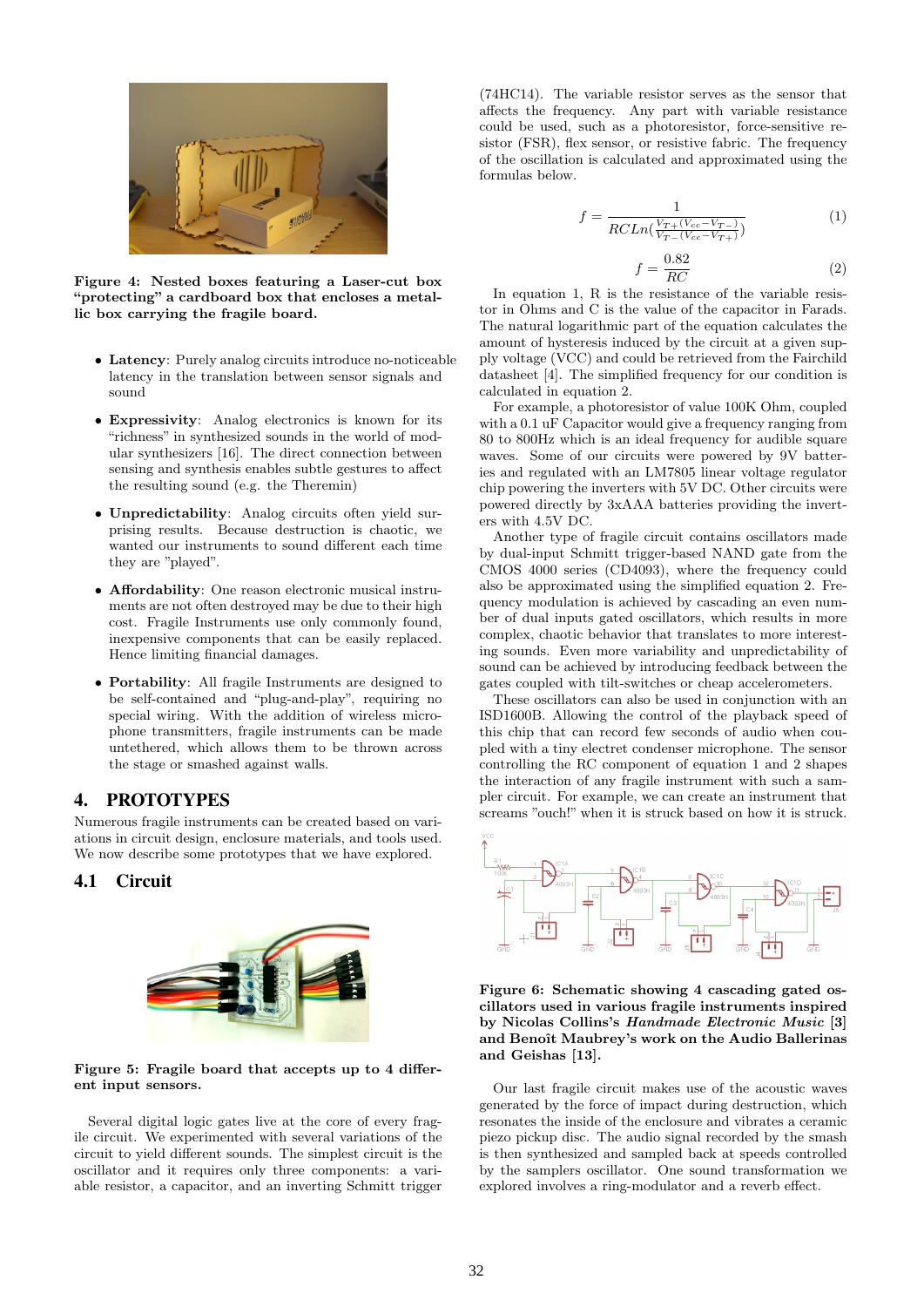Figure 4: Nested boxes featuring a Laser-cut box "protecting" a cardboard box that encloses a metallic box carrying the fragile board.

- **Latency**: Purely analog circuits introduce no-noticeable latency in the translation between sensor signals and sound
- **Expressivity**: Analog electronics is known for its "richness" in synthesized sounds in the world of modular synthesizers [16]. The direct connection between sensing and synthesis enables subtle gestures to affect the resulting sound (e.g. the Theremin)
- **Unpredictability**: Analog circuits often yield surprising results. Because destruction is chaotic, we wanted our instruments to sound different each time they are "played".
- **Affordability**: One reason electronic musical instruments are not often destroyed may be due to their high cost. Fragile Instruments use only commonly found, inexpensive components that can be easily replaced. Hence limiting financial damages.
- **Portability**: All fragile Instruments are designed to be self-contained and "plug-and-play", requiring no special wiring. With the addition of wireless microphone transmitters, fragile instruments can be made untethered, which allows them to be thrown across the stage or smashed against walls.

## 4. PROTOTYPES

Numerous fragile instruments can be created based on variations in circuit design, enclosure materials, and tools used. We now describe some prototypes that we have explored.

### 4.1 Circuit

Figure 5: Fragile board that accepts up to 4 different input sensors.

Several digital logic gates live at the core of every fragile circuit. We experimented with several variations of the circuit to yield different sounds. The simplest circuit is the oscillator and it requires only three components: a variable resistor, a capacitor, and an inverting Schmitt trigger (74HC14). The variable resistor serves as the sensor that affects the frequency. Any part with variable resistance could be used, such as a photoresistor, force-sensitive resistor (FSR), flex sensor, or resistive fabric. The frequency of the oscillation is calculated and approximated using the formulas below.

$$f = \frac{1}{RCLn(\frac{V_{T+}(V_{cc}-V_{T-})}{V_{T-}(V_{cc}-V_{T+})})} \quad (1)$$

$$f = \frac{0.82}{RC} \quad (2)$$

In equation 1, R is the resistance of the variable resistor in Ohms and C is the value of the capacitor in Farads. The natural logarithmic part of the equation calculates the amount of hysteresis induced by the circuit at a given supply voltage (VCC) and could be retrieved from the Fairchild datasheet [4]. The simplified frequency for our condition is calculated in equation 2.

For example, a photoresistor of value 100K Ohm, coupled with a 0.1 uF Capacitor would give a frequency ranging from 80 to 800Hz which is an ideal frequency for audible square waves. Some of our circuits were powered by 9V batteries and regulated with an LM7805 linear voltage regulator chip powering the inverters with 5V DC. Other circuits were powered directly by 3xAAA batteries providing the inverters with 4.5V DC.

Another type of fragile circuit contains oscillators made by dual-input Schmitt trigger-based NAND gate from the CMOS 4000 series (CD4093), where the frequency could also be approximated using the simplified equation 2. Frequency modulation is achieved by cascading an even number of dual inputs gated oscillators, which results in more complex, chaotic behavior that translates to more interesting sounds. Even more variability and unpredictability of sound can be achieved by introducing feedback between the gates coupled with tilt-switches or cheap accelerometers.

These oscillators can also be used in conjunction with an ISD1600B. Allowing the control of the playback speed of this chip that can record few seconds of audio when coupled with a tiny electret condenser microphone. The sensor controlling the RC component of equation 1 and 2 shapes the interaction of any fragile instrument with such a sampler circuit. For example, we can create an instrument that screams "ouch!" when it is struck based on how it is struck.

Figure 6: Schematic showing 4 cascading gated oscillators used in various fragile instruments inspired by Nicolas Collins's *Handmade Electronic Music* [3] and Benoît Maubrey's work on the Audio Ballerinas and Geishas [13].

Our last fragile circuit makes use of the acoustic waves generated by the force of impact during destruction, which resonates the inside of the enclosure and vibrates a ceramic piezo pickup disc. The audio signal recorded by the smash is then synthesized and sampled back at speeds controlled by the samplers oscillator. One sound transformation we explored involves a ring-modulator and a reverb effect.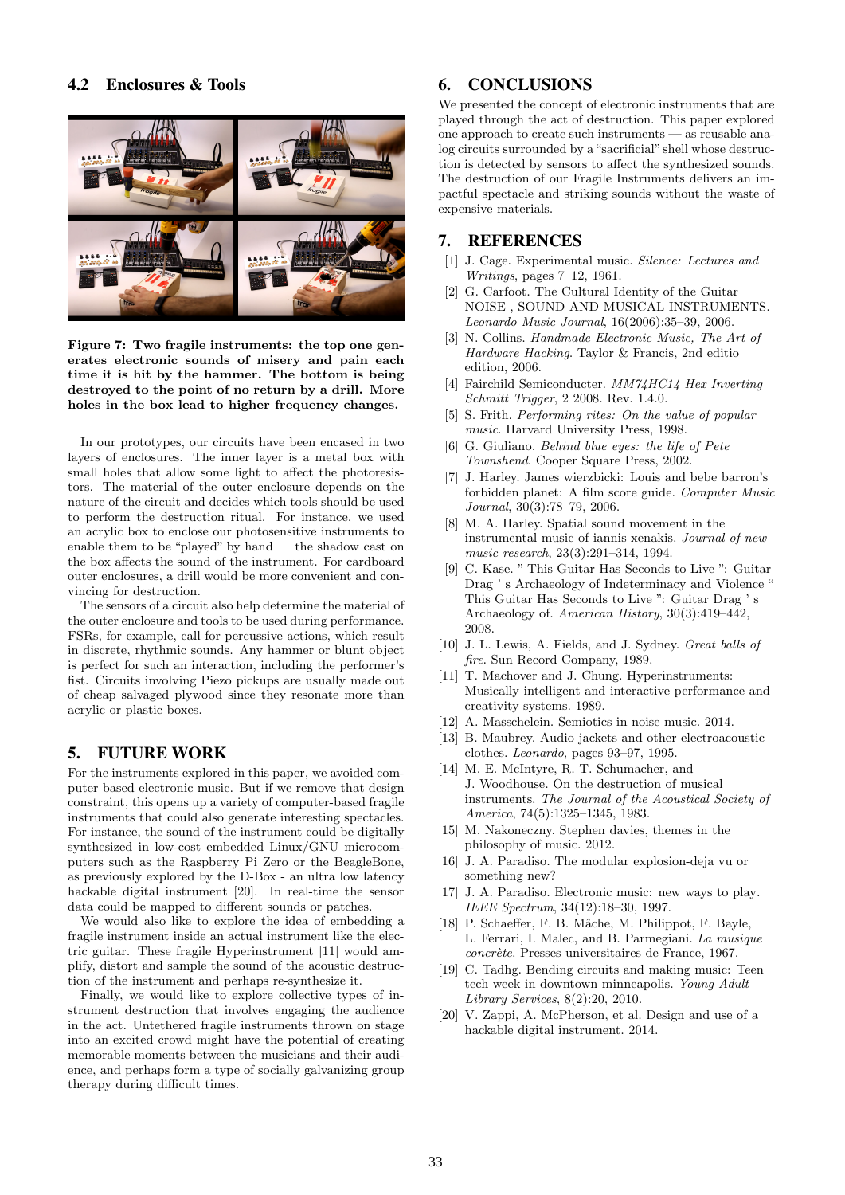### 4.2 Enclosures & Tools

**Figure 7: Two fragile instruments: the top one generates electronic sounds of misery and pain each time it is hit by the hammer. The bottom is being destroyed to the point of no return by a drill. More holes in the box lead to higher frequency changes.**

In our prototypes, our circuits have been encased in two layers of enclosures. The inner layer is a metal box with small holes that allow some light to affect the photoresistors. The material of the outer enclosure depends on the nature of the circuit and decides which tools should be used to perform the destruction ritual. For instance, we used an acrylic box to enclose our photosensitive instruments to enable them to be "played" by hand — the shadow cast on the box affects the sound of the instrument. For cardboard outer enclosures, a drill would be more convenient and convincing for destruction.

The sensors of a circuit also help determine the material of the outer enclosure and tools to be used during performance. FSRs, for example, call for percussive actions, which result in discrete, rhythmic sounds. Any hammer or blunt object is perfect for such an interaction, including the performer's fist. Circuits involving Piezo pickups are usually made out of cheap salvaged plywood since they resonate more than acrylic or plastic boxes.

## 5. FUTURE WORK

For the instruments explored in this paper, we avoided computer based electronic music. But if we remove that design constraint, this opens up a variety of computer-based fragile instruments that could also generate interesting spectacles. For instance, the sound of the instrument could be digitally synthesized in low-cost embedded Linux/GNU microcomputers such as the Raspberry Pi Zero or the BeagleBone, as previously explored by the D-Box - an ultra low latency hackable digital instrument [20]. In real-time the sensor data could be mapped to different sounds or patches.

We would also like to explore the idea of embedding a fragile instrument inside an actual instrument like the electric guitar. These fragile Hyperinstrument [11] would amplify, distort and sample the sound of the acoustic destruction of the instrument and perhaps re-synthesize it.

Finally, we would like to explore collective types of instrument destruction that involves engaging the audience in the act. Untethered fragile instruments thrown on stage into an excited crowd might have the potential of creating memorable moments between the musicians and their audience, and perhaps form a type of socially galvanizing group therapy during difficult times.

## 6. CONCLUSIONS

We presented the concept of electronic instruments that are played through the act of destruction. This paper explored one approach to create such instruments — as reusable analog circuits surrounded by a "sacrificial" shell whose destruction is detected by sensors to affect the synthesized sounds. The destruction of our Fragile Instruments delivers an impactful spectacle and striking sounds without the waste of expensive materials.

## 7. REFERENCES

[1] J. Cage. Experimental music. *Silence: Lectures and Writings*, pages 7–12, 1961.

[2] G. Carfoot. The Cultural Identity of the Guitar NOISE , SOUND AND MUSICAL INSTRUMENTS. *Leonardo Music Journal*, 16(2006):35–39, 2006.

[3] N. Collins. *Handmade Electronic Music, The Art of Hardware Hacking*. Taylor & Francis, 2nd editio edition, 2006.

[4] Fairchild Semiconducter. *MM74HC14 Hex Inverting Schmitt Trigger*, 2 2008. Rev. 1.4.0.

[5] S. Frith. *Performing rites: On the value of popular music*. Harvard University Press, 1998.

[6] G. Giuliano. *Behind blue eyes: the life of Pete Townshend*. Cooper Square Press, 2002.

[7] J. Harley. James wierzbicki: Louis and bebe barron's forbidden planet: A film score guide. *Computer Music Journal*, 30(3):78–79, 2006.

[8] M. A. Harley. Spatial sound movement in the instrumental music of iannis xenakis. *Journal of new music research*, 23(3):291–314, 1994.

[9] C. Kase. " This Guitar Has Seconds to Live ": Guitar Drag ' s Archaeology of Indeterminacy and Violence " This Guitar Has Seconds to Live ": Guitar Drag ' s Archaeology of. *American History*, 30(3):419–442, 2008.

[10] J. L. Lewis, A. Fields, and J. Sydney. *Great balls of fire*. Sun Record Company, 1989.

[11] T. Machover and J. Chung. Hyperinstruments: Musically intelligent and interactive performance and creativity systems. 1989.

[12] A. Masschelein. Semiotics in noise music. 2014.

[13] B. Maubrey. Audio jackets and other electroacoustic clothes. *Leonardo*, pages 93–97, 1995.

[14] M. E. McIntyre, R. T. Schumacher, and J. Woodhouse. On the destruction of musical instruments. *The Journal of the Acoustical Society of America*, 74(5):1325–1345, 1983.

[15] M. Nakoneczny. Stephen davies, themes in the philosophy of music. 2012.

[16] J. A. Paradiso. The modular explosion-deja vu or something new?

[17] J. A. Paradiso. Electronic music: new ways to play. *IEEE Spectrum*, 34(12):18–30, 1997.

[18] P. Schaeffer, F. B. Mâche, M. Philippot, F. Bayle, L. Ferrari, I. Malec, and B. Parmegiani. *La musique concrète*. Presses universitaires de France, 1967.

[19] C. Tadhg. Bending circuits and making music: Teen tech week in downtown minneapolis. *Young Adult Library Services*, 8(2):20, 2010.

[20] V. Zappi, A. McPherson, et al. Design and use of a hackable digital instrument. 2014.